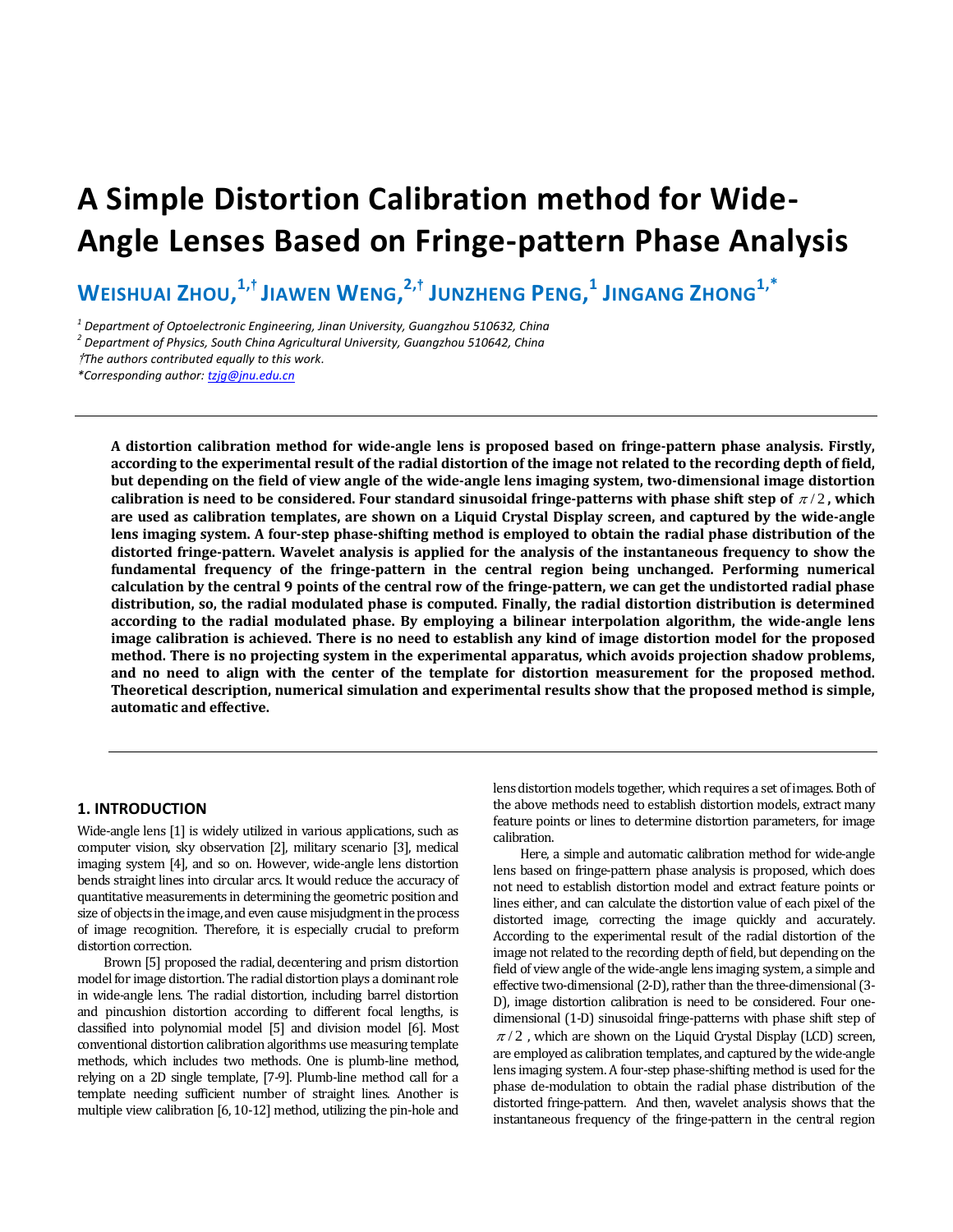# A Simple Distortion Calibration method for Wide-Angle Lenses Based on Fringe-pattern Phase Analysis

**WEISHUAI ZHOU,[1,†] JIAWEN WENG,[2,†] JUNZHENG PENG,[1] JINGANG ZHONG[1,*]**

*[1] Department of Optoelectronic Engineering, Jinan University, Guangzhou 510632, China*
*[2] Department of Physics, South China Agricultural University, Guangzhou 510642, China*
*†The authors contributed equally to this work.*
*\*Corresponding author: tzjg@jnu.edu.cn*

**A distortion calibration method for wide-angle lens is proposed based on fringe-pattern phase analysis. Firstly, according to the experimental result of the radial distortion of the image not related to the recording depth of field, but depending on the field of view angle of the wide-angle lens imaging system, two-dimensional image distortion calibration is need to be considered. Four standard sinusoidal fringe-patterns with phase shift step of $\pi/2$, which are used as calibration templates, are shown on a Liquid Crystal Display screen, and captured by the wide-angle lens imaging system. A four-step phase-shifting method is employed to obtain the radial phase distribution of the distorted fringe-pattern. Wavelet analysis is applied for the analysis of the instantaneous frequency to show the fundamental frequency of the fringe-pattern in the central region being unchanged. Performing numerical calculation by the central 9 points of the central row of the fringe-pattern, we can get the undistorted radial phase distribution, so, the radial modulated phase is computed. Finally, the radial distortion distribution is determined according to the radial modulated phase. By employing a bilinear interpolation algorithm, the wide-angle lens image calibration is achieved. There is no need to establish any kind of image distortion model for the proposed method. There is no projecting system in the experimental apparatus, which avoids projection shadow problems, and no need to align with the center of the template for distortion measurement for the proposed method. Theoretical description, numerical simulation and experimental results show that the proposed method is simple, automatic and effective.**

## 1. INTRODUCTION

Wide-angle lens [1] is widely utilized in various applications, such as computer vision, sky observation [2], military scenario [3], medical imaging system [4], and so on. However, wide-angle lens distortion bends straight lines into circular arcs. It would reduce the accuracy of quantitative measurements in determining the geometric position and size of objects in the image, and even cause misjudgment in the process of image recognition. Therefore, it is especially crucial to preform distortion correction.

Brown [5] proposed the radial, decentering and prism distortion model for image distortion. The radial distortion plays a dominant role in wide-angle lens. The radial distortion, including barrel distortion and pincushion distortion according to different focal lengths, is classified into polynomial model [5] and division model [6]. Most conventional distortion calibration algorithms use measuring template methods, which includes two methods. One is plumb-line method, relying on a 2D single template, [7-9]. Plumb-line method call for a template needing sufficient number of straight lines. Another is multiple view calibration [6, 10-12] method, utilizing the pin-hole and lens distortion models together, which requires a set of images. Both of the above methods need to establish distortion models, extract many feature points or lines to determine distortion parameters, for image calibration.

Here, a simple and automatic calibration method for wide-angle lens based on fringe-pattern phase analysis is proposed, which does not need to establish distortion model and extract feature points or lines either, and can calculate the distortion value of each pixel of the distorted image, correcting the image quickly and accurately. According to the experimental result of the radial distortion of the image not related to the recording depth of field, but depending on the field of view angle of the wide-angle lens imaging system, a simple and effective two-dimensional (2-D), rather than the three-dimensional (3-D), image distortion calibration is need to be considered. Four one-dimensional (1-D) sinusoidal fringe-patterns with phase shift step of $\pi/2$, which are shown on the Liquid Crystal Display (LCD) screen, are employed as calibration templates, and captured by the wide-angle lens imaging system. A four-step phase-shifting method is used for the phase de-modulation to obtain the radial phase distribution of the distorted fringe-pattern. And then, wavelet analysis shows that the instantaneous frequency of the fringe-pattern in the central region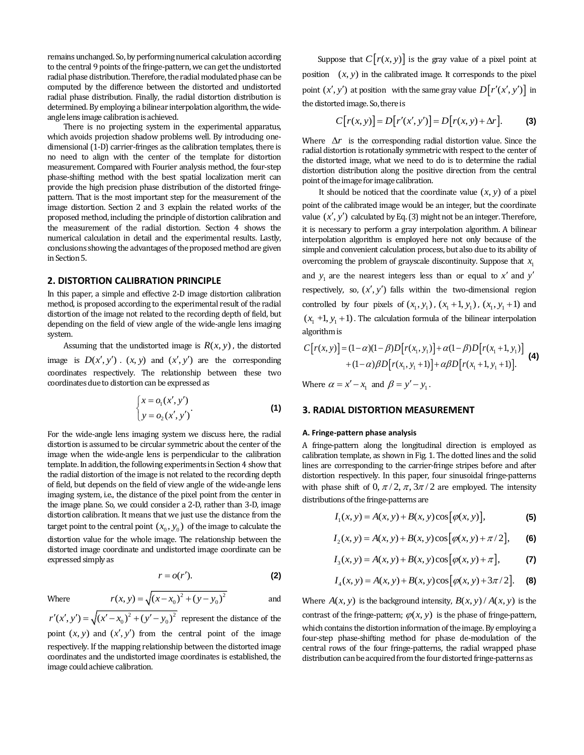remains unchanged. So, by performing numerical calculation according to the central 9 points of the fringe-pattern, we can get the undistorted radial phase distribution. Therefore, the radial modulated phase can be computed by the difference between the distorted and undistorted radial phase distribution. Finally, the radial distortion distribution is determined. By employing a bilinear interpolation algorithm, the wide-angle lens image calibration is achieved.

There is no projecting system in the experimental apparatus, which avoids projection shadow problems well. By introducing one-dimensional (1-D) carrier-fringes as the calibration templates, there is no need to align with the center of the template for distortion measurement. Compared with Fourier analysis method, the four-step phase-shifting method with the best spatial localization merit can provide the high precision phase distribution of the distorted fringe-pattern. That is the most important step for the measurement of the image distortion. Section 2 and 3 explain the related works of the proposed method, including the principle of distortion calibration and the measurement of the radial distortion. Section 4 shows the numerical calculation in detail and the experimental results. Lastly, conclusions showing the advantages of the proposed method are given in Section 5.

## 2. DISTORTION CALIBRATION PRINCIPLE

In this paper, a simple and effective 2-D image distortion calibration method, is proposed according to the experimental result of the radial distortion of the image not related to the recording depth of field, but depending on the field of view angle of the wide-angle lens imaging system.

Assuming that the undistorted image is $R(x, y)$, the distorted image is $D(x', y')$. $(x, y)$ and $(x', y')$ are the corresponding coordinates respectively. The relationship between these two coordinates due to distortion can be expressed as

$$\begin{cases} x = o_1(x', y') \\ y = o_2(x', y') \end{cases}. \tag{1}$$

For the wide-angle lens imaging system we discuss here, the radial distortion is assumed to be circular symmetric about the center of the image when the wide-angle lens is perpendicular to the calibration template. In addition, the following experiments in Section 4 show that the radial distortion of the image is not related to the recording depth of field, but depends on the field of view angle of the wide-angle lens imaging system, i.e., the distance of the pixel point from the center in the image plane. So, we could consider a 2-D, rather than 3-D, image distortion calibration. It means that we just use the distance from the target point to the central point $(x_0, y_0)$ of the image to calculate the distortion value for the whole image. The relationship between the distorted image coordinate and undistorted image coordinate can be expressed simply as

$$r = o(r'). \tag{2}$$

Where $r(x, y) = \sqrt{(x - x_0)^2 + (y - y_0)^2}$ and $r'(x', y') = \sqrt{(x' - x_0)^2 + (y' - y_0)^2}$ represent the distance of the point $(x, y)$ and $(x', y')$ from the central point of the image respectively. If the mapping relationship between the distorted image coordinates and the undistorted image coordinates is established, the image could achieve calibration.

Suppose that $C[r(x, y)]$ is the gray value of a pixel point at position $(x, y)$ in the calibrated image. It corresponds to the pixel point $(x', y')$ at position with the same gray value $D[r'(x', y')]$ in the distorted image. So, there is

$$C[r(x, y)] = D[r'(x', y')] = D[r(x, y) + \Delta r]. \tag{3}$$

Where $\Delta r$ is the corresponding radial distortion value. Since the radial distortion is rotationally symmetric with respect to the center of the distorted image, what we need to do is to determine the radial distortion distribution along the positive direction from the central point of the image for image calibration.

It should be noticed that the coordinate value $(x, y)$ of a pixel point of the calibrated image would be an integer, but the coordinate value $(x', y')$ calculated by Eq. (3) might not be an integer. Therefore, it is necessary to perform a gray interpolation algorithm. A bilinear interpolation algorithm is employed here not only because of the simple and convenient calculation process, but also due to its ability of overcoming the problem of grayscale discontinuity. Suppose that $x_1$ and $y_1$ are the nearest integers less than or equal to $x'$ and $y'$ respectively, so, $(x', y')$ falls within the two-dimensional region controlled by four pixels of $(x_1, y_1)$, $(x_1 + 1, y_1)$, $(x_1, y_1 + 1)$ and $(x_1 + 1, y_1 + 1)$. The calculation formula of the bilinear interpolation algorithm is

$$\begin{aligned} C[r(x, y)] = &(1-\alpha)(1-\beta)D[r(x_1, y_1)] + \alpha(1-\beta)D[r(x_1+1, y_1)] \\ &+ (1-\alpha)\beta D[r(x_1, y_1+1)] + \alpha\beta D[r(x_1+1, y_1+1)]. \end{aligned} \tag{4}$$

Where $\alpha = x' - x_1$ and $\beta = y' - y_1$.

## 3. RADIAL DISTORTION MEASUREMENT

### A. Fringe-pattern phase analysis

A fringe-pattern along the longitudinal direction is employed as calibration template, as shown in Fig. 1. The dotted lines and the solid lines are corresponding to the carrier-fringe stripes before and after distortion respectively. In this paper, four sinusoidal fringe-patterns with phase shift of $0, \pi/2, \pi, 3\pi/2$ are employed. The intensity distributions of the fringe-patterns are

$$I_1(x, y) = A(x, y) + B(x, y)\cos[\varphi(x, y)], \tag{5}$$

$$I_2(x, y) = A(x, y) + B(x, y)\cos[\varphi(x, y) + \pi/2], \tag{6}$$

$$I_3(x, y) = A(x, y) + B(x, y)\cos[\varphi(x, y) + \pi], \tag{7}$$

$$I_4(x, y) = A(x, y) + B(x, y)\cos[\varphi(x, y) + 3\pi/2]. \tag{8}$$

Where $A(x, y)$ is the background intensity, $B(x, y)/A(x, y)$ is the contrast of the fringe-pattern; $\varphi(x, y)$ is the phase of fringe-pattern, which contains the distortion information of the image. By employing a four-step phase-shifting method for phase de-modulation of the central rows of the four fringe-patterns, the radial wrapped phase distribution can be acquired from the four distorted fringe-patterns as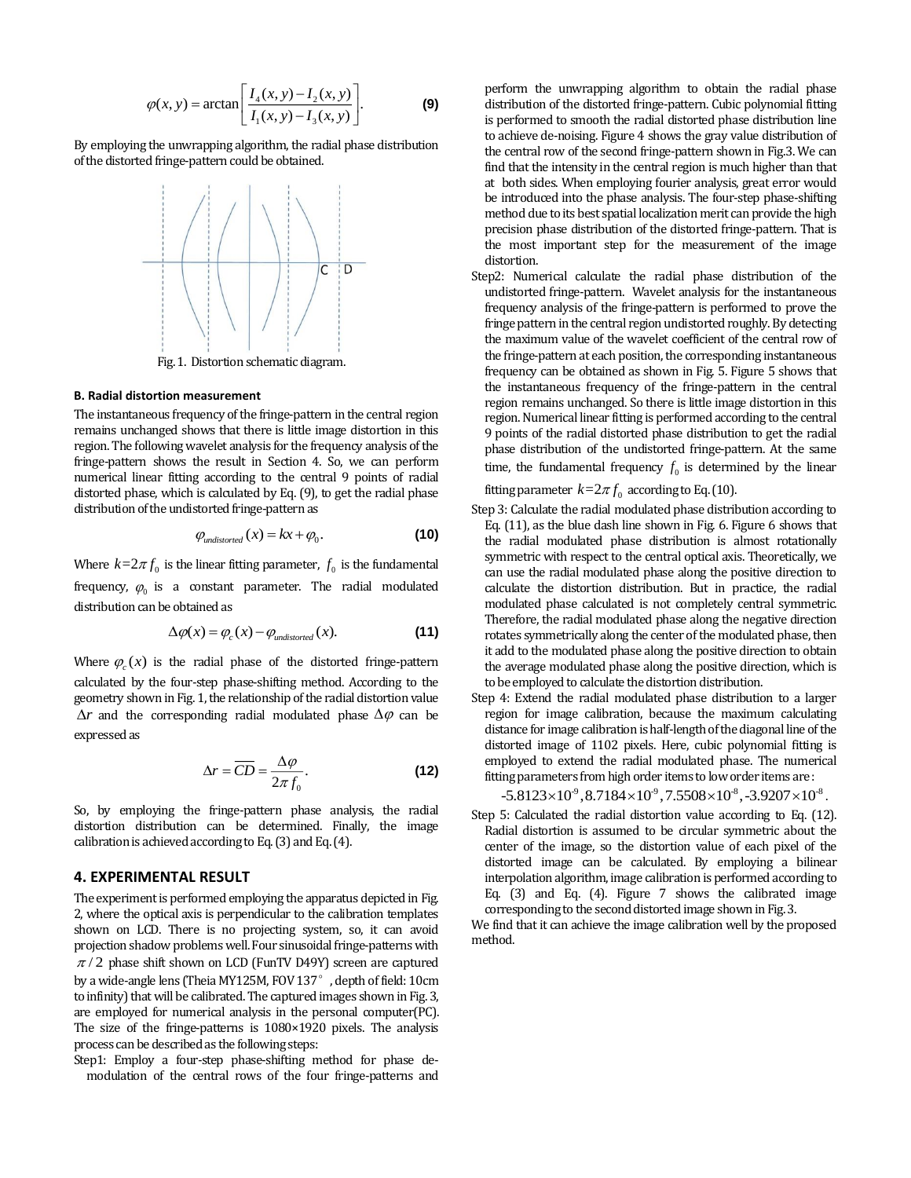$$\varphi(x,y) = \arctan\left[\frac{I_4(x,y) - I_2(x,y)}{I_1(x,y) - I_3(x,y)}\right]. \tag{9}$$

By employing the unwrapping algorithm, the radial phase distribution of the distorted fringe-pattern could be obtained.

Fig. 1. Distortion schematic diagram.

### B. Radial distortion measurement

The instantaneous frequency of the fringe-pattern in the central region remains unchanged shows that there is little image distortion in this region. The following wavelet analysis for the frequency analysis of the fringe-pattern shows the result in Section 4. So, we can perform numerical linear fitting according to the central 9 points of radial distorted phase, which is calculated by Eq. (9), to get the radial phase distribution of the undistorted fringe-pattern as

$$\varphi_{undistorted}(x) = kx + \varphi_0. \tag{10}$$

Where $k = 2\pi f_0$ is the linear fitting parameter, $f_0$ is the fundamental frequency, $\varphi_0$ is a constant parameter. The radial modulated distribution can be obtained as

$$\Delta\varphi(x) = \varphi_c(x) - \varphi_{undistorted}(x). \tag{11}$$

Where $\varphi_c(x)$ is the radial phase of the distorted fringe-pattern calculated by the four-step phase-shifting method. According to the geometry shown in Fig. 1, the relationship of the radial distortion value $\Delta r$ and the corresponding radial modulated phase $\Delta\varphi$ can be expressed as

$$\Delta r = \overline{CD} = \frac{\Delta\varphi}{2\pi f_0}. \tag{12}$$

So, by employing the fringe-pattern phase analysis, the radial distortion distribution can be determined. Finally, the image calibration is achieved according to Eq. (3) and Eq. (4).

## 4. EXPERIMENTAL RESULT

The experiment is performed employing the apparatus depicted in Fig. 2, where the optical axis is perpendicular to the calibration templates shown on LCD. There is no projecting system, so, it can avoid projection shadow problems well. Four sinusoidal fringe-patterns with $\pi/2$ phase shift shown on LCD (FunTV D49Y) screen are captured by a wide-angle lens (Theia MY125M, FOV 137°, depth of field: 10cm to infinity) that will be calibrated. The captured images shown in Fig. 3, are employed for numerical analysis in the personal computer(PC). The size of the fringe-patterns is 1080×1920 pixels. The analysis process can be described as the following steps:

Step1: Employ a four-step phase-shifting method for phase de-modulation of the central rows of the four fringe-patterns and perform the unwrapping algorithm to obtain the radial phase distribution of the distorted fringe-pattern. Cubic polynomial fitting is performed to smooth the radial distorted phase distribution line to achieve de-noising. Figure 4 shows the gray value distribution of the central row of the second fringe-pattern shown in Fig.3. We can find that the intensity in the central region is much higher than that at both sides. When employing fourier analysis, great error would be introduced into the phase analysis. The four-step phase-shifting method due to its best spatial localization merit can provide the high precision phase distribution of the distorted fringe-pattern. That is the most important step for the measurement of the image distortion.

Step2: Numerical calculate the radial phase distribution of the undistorted fringe-pattern. Wavelet analysis for the instantaneous frequency analysis of the fringe-pattern is performed to prove the fringe pattern in the central region undistorted roughly. By detecting the maximum value of the wavelet coefficient of the central row of the fringe-pattern at each position, the corresponding instantaneous frequency can be obtained as shown in Fig. 5. Figure 5 shows that the instantaneous frequency of the fringe-pattern in the central region remains unchanged. So there is little image distortion in this region. Numerical linear fitting is performed according to the central 9 points of the radial distorted phase distribution to get the radial phase distribution of the undistorted fringe-pattern. At the same time, the fundamental frequency $f_0$ is determined by the linear fitting parameter $k = 2\pi f_0$ according to Eq. (10).

Step 3: Calculate the radial modulated phase distribution according to Eq. (11), as the blue dash line shown in Fig. 6. Figure 6 shows that the radial modulated phase distribution is almost rotationally symmetric with respect to the central optical axis. Theoretically, we can use the radial modulated phase along the positive direction to calculate the distortion distribution. But in practice, the radial modulated phase calculated is not completely central symmetric. Therefore, the radial modulated phase along the negative direction rotates symmetrically along the center of the modulated phase, then it add to the modulated phase along the positive direction to obtain the average modulated phase along the positive direction, which is to be employed to calculate the distortion distribution.

Step 4: Extend the radial modulated phase distribution to a larger region for image calibration, because the maximum calculating distance for image calibration is half-length of the diagonal line of the distorted image of 1102 pixels. Here, cubic polynomial fitting is employed to extend the radial modulated phase. The numerical fitting parameters from high order items to low order items are:

$$-5.8123\times10^{-9}, 8.7184\times10^{-9}, 7.5508\times10^{-8}, -3.9207\times10^{-8}.$$

Step 5: Calculated the radial distortion value according to Eq. (12). Radial distortion is assumed to be circular symmetric about the center of the image, so the distortion value of each pixel of the distorted image can be calculated. By employing a bilinear interpolation algorithm, image calibration is performed according to Eq. (3) and Eq. (4). Figure 7 shows the calibrated image corresponding to the second distorted image shown in Fig. 3.

We find that it can achieve the image calibration well by the proposed method.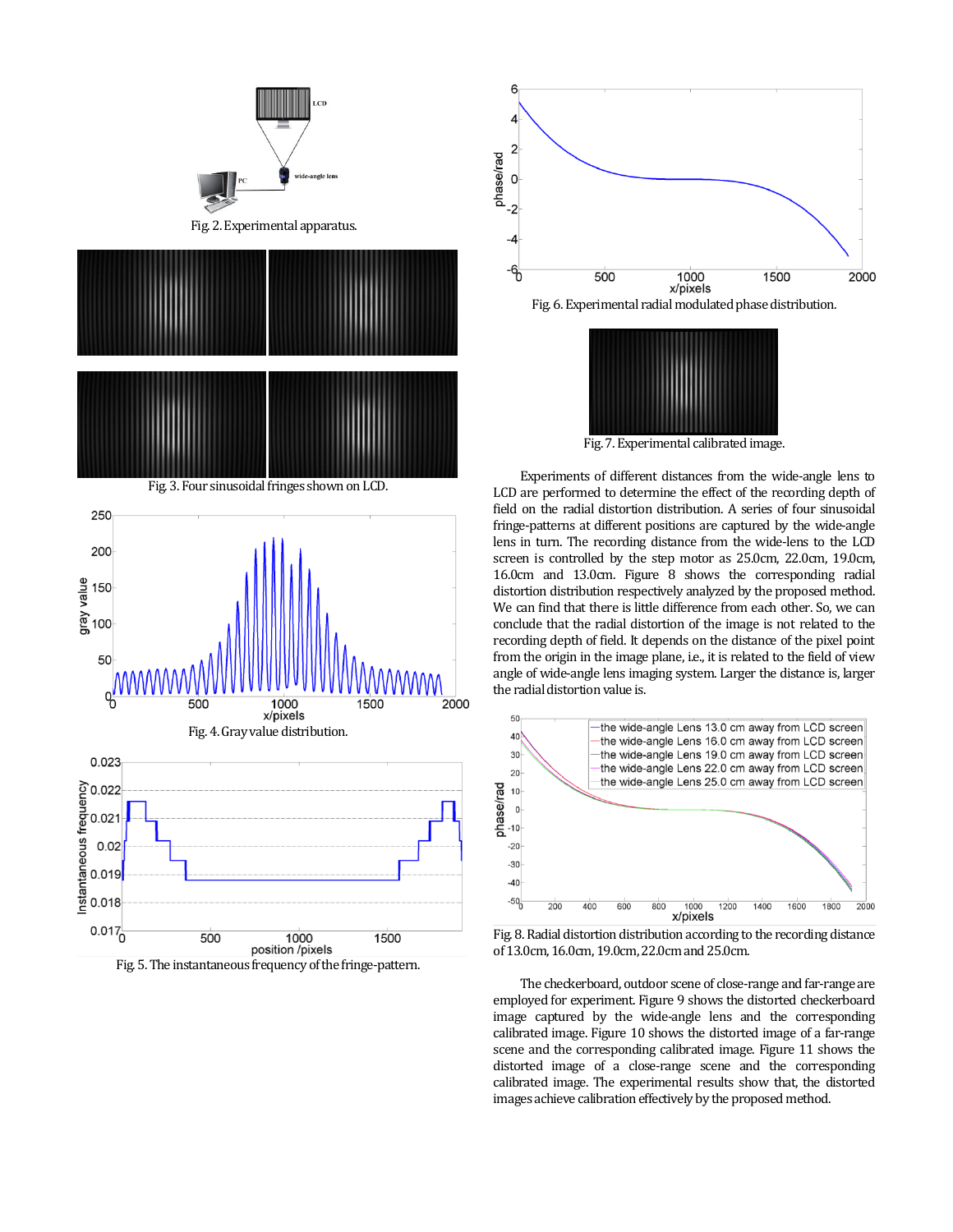Fig. 2. Experimental apparatus.

Fig. 3. Four sinusoidal fringes shown on LCD.

Fig. 4. Gray value distribution.

Fig. 5. The instantaneous frequency of the fringe-pattern.

Fig. 6. Experimental radial modulated phase distribution.

Fig. 7. Experimental calibrated image.

Experiments of different distances from the wide-angle lens to LCD are performed to determine the effect of the recording depth of field on the radial distortion distribution. A series of four sinusoidal fringe-patterns at different positions are captured by the wide-angle lens in turn. The recording distance from the wide-lens to the LCD screen is controlled by the step motor as 25.0cm, 22.0cm, 19.0cm, 16.0cm and 13.0cm. Figure 8 shows the corresponding radial distortion distribution respectively analyzed by the proposed method. We can find that there is little difference from each other. So, we can conclude that the radial distortion of the image is not related to the recording depth of field. It depends on the distance of the pixel point from the origin in the image plane, i.e., it is related to the field of view angle of wide-angle lens imaging system. Larger the distance is, larger the radial distortion value is.

Fig. 8. Radial distortion distribution according to the recording distance of 13.0cm, 16.0cm, 19.0cm, 22.0cm and 25.0cm.

The checkerboard, outdoor scene of close-range and far-range are employed for experiment. Figure 9 shows the distorted checkerboard image captured by the wide-angle lens and the corresponding calibrated image. Figure 10 shows the distorted image of a far-range scene and the corresponding calibrated image. Figure 11 shows the distorted image of a close-range scene and the corresponding calibrated image. The experimental results show that, the distorted images achieve calibration effectively by the proposed method.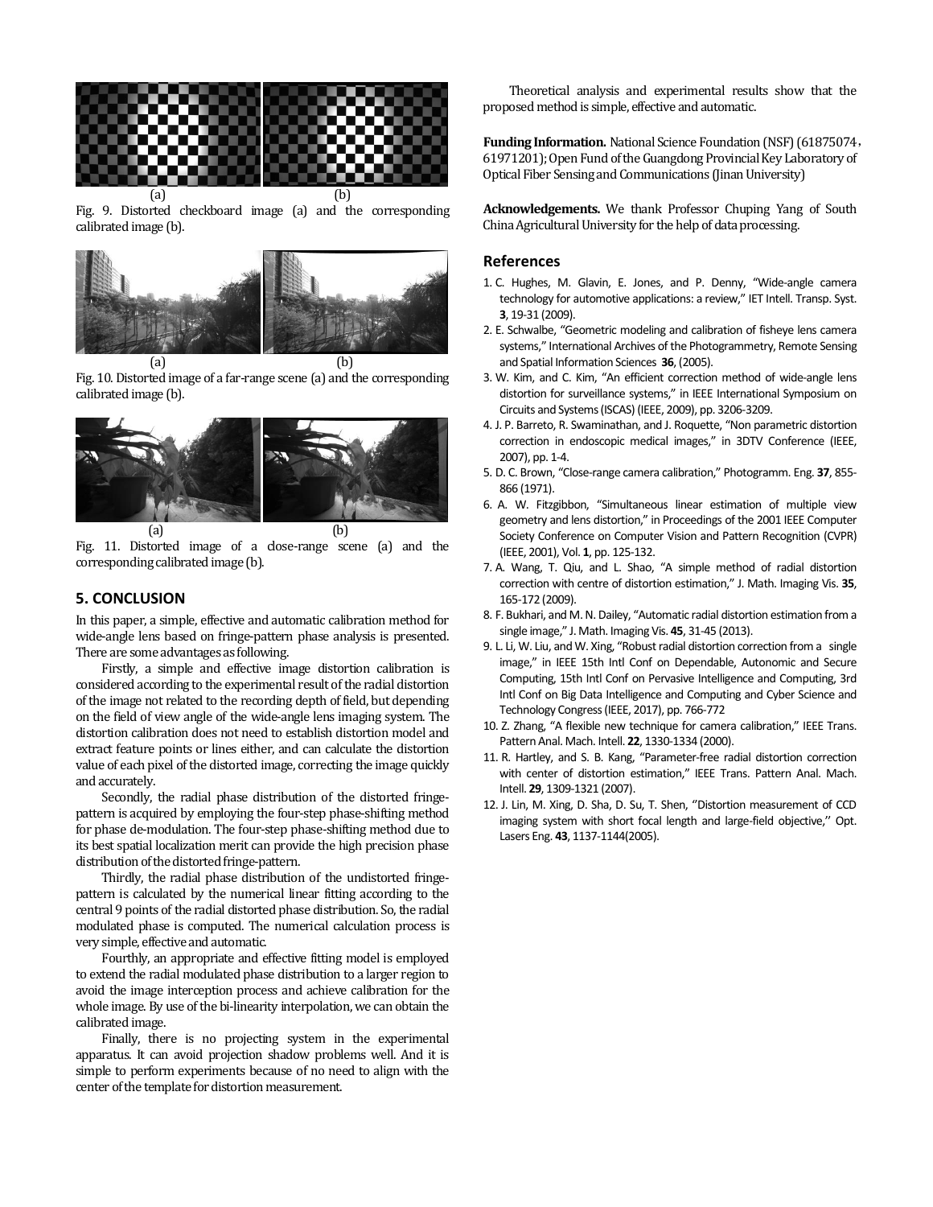(a) (b)

Fig. 9. Distorted checkboard image (a) and the corresponding calibrated image (b).

(a) (b)

Fig. 10. Distorted image of a far-range scene (a) and the corresponding calibrated image (b).

(a) (b)

Fig. 11. Distorted image of a close-range scene (a) and the corresponding calibrated image (b).

## 5. CONCLUSION

In this paper, a simple, effective and automatic calibration method for wide-angle lens based on fringe-pattern phase analysis is presented. There are some advantages as following.

Firstly, a simple and effective image distortion calibration is considered according to the experimental result of the radial distortion of the image not related to the recording depth of field, but depending on the field of view angle of the wide-angle lens imaging system. The distortion calibration does not need to establish distortion model and extract feature points or lines either, and can calculate the distortion value of each pixel of the distorted image, correcting the image quickly and accurately.

Secondly, the radial phase distribution of the distorted fringe-pattern is acquired by employing the four-step phase-shifting method for phase de-modulation. The four-step phase-shifting method due to its best spatial localization merit can provide the high precision phase distribution of the distorted fringe-pattern.

Thirdly, the radial phase distribution of the undistorted fringe-pattern is calculated by the numerical linear fitting according to the central 9 points of the radial distorted phase distribution. So, the radial modulated phase is computed. The numerical calculation process is very simple, effective and automatic.

Fourthly, an appropriate and effective fitting model is employed to extend the radial modulated phase distribution to a larger region to avoid the image interception process and achieve calibration for the whole image. By use of the bi-linearity interpolation, we can obtain the calibrated image.

Finally, there is no projecting system in the experimental apparatus. It can avoid projection shadow problems well. And it is simple to perform experiments because of no need to align with the center of the template for distortion measurement.

Theoretical analysis and experimental results show that the proposed method is simple, effective and automatic.

**Funding Information.** National Science Foundation (NSF) (61875074, 61971201); Open Fund of the Guangdong Provincial Key Laboratory of Optical Fiber Sensing and Communications (Jinan University)

**Acknowledgements.** We thank Professor Chuping Yang of South China Agricultural University for the help of data processing.

## References

1. C. Hughes, M. Glavin, E. Jones, and P. Denny, "Wide-angle camera technology for automotive applications: a review," IET Intell. Transp. Syst. **3**, 19-31 (2009).
2. E. Schwalbe, "Geometric modeling and calibration of fisheye lens camera systems," International Archives of the Photogrammetry, Remote Sensing and Spatial Information Sciences **36**, (2005).
3. W. Kim, and C. Kim, "An efficient correction method of wide-angle lens distortion for surveillance systems," in IEEE International Symposium on Circuits and Systems (ISCAS) (IEEE, 2009), pp. 3206-3209.
4. J. P. Barreto, R. Swaminathan, and J. Roquette, "Non parametric distortion correction in endoscopic medical images," in 3DTV Conference (IEEE, 2007), pp. 1-4.
5. D. C. Brown, "Close-range camera calibration," Photogramm. Eng. **37**, 855-866 (1971).
6. A. W. Fitzgibbon, "Simultaneous linear estimation of multiple view geometry and lens distortion," in Proceedings of the 2001 IEEE Computer Society Conference on Computer Vision and Pattern Recognition (CVPR) (IEEE, 2001), Vol. **1**, pp. 125-132.
7. A. Wang, T. Qiu, and L. Shao, "A simple method of radial distortion correction with centre of distortion estimation," J. Math. Imaging Vis. **35**, 165-172 (2009).
8. F. Bukhari, and M. N. Dailey, "Automatic radial distortion estimation from a single image," J. Math. Imaging Vis. **45**, 31-45 (2013).
9. L. Li, W. Liu, and W. Xing, "Robust radial distortion correction from a single image," in IEEE 15th Intl Conf on Dependable, Autonomic and Secure Computing, 15th Intl Conf on Pervasive Intelligence and Computing, 3rd Intl Conf on Big Data Intelligence and Computing and Cyber Science and Technology Congress (IEEE, 2017), pp. 766-772
10. Z. Zhang, "A flexible new technique for camera calibration," IEEE Trans. Pattern Anal. Mach. Intell. **22**, 1330-1334 (2000).
11. R. Hartley, and S. B. Kang, "Parameter-free radial distortion correction with center of distortion estimation," IEEE Trans. Pattern Anal. Mach. Intell. **29**, 1309-1321 (2007).
12. J. Lin, M. Xing, D. Sha, D. Su, T. Shen, "Distortion measurement of CCD imaging system with short focal length and large-field objective," Opt. Lasers Eng. **43**, 1137-1144(2005).